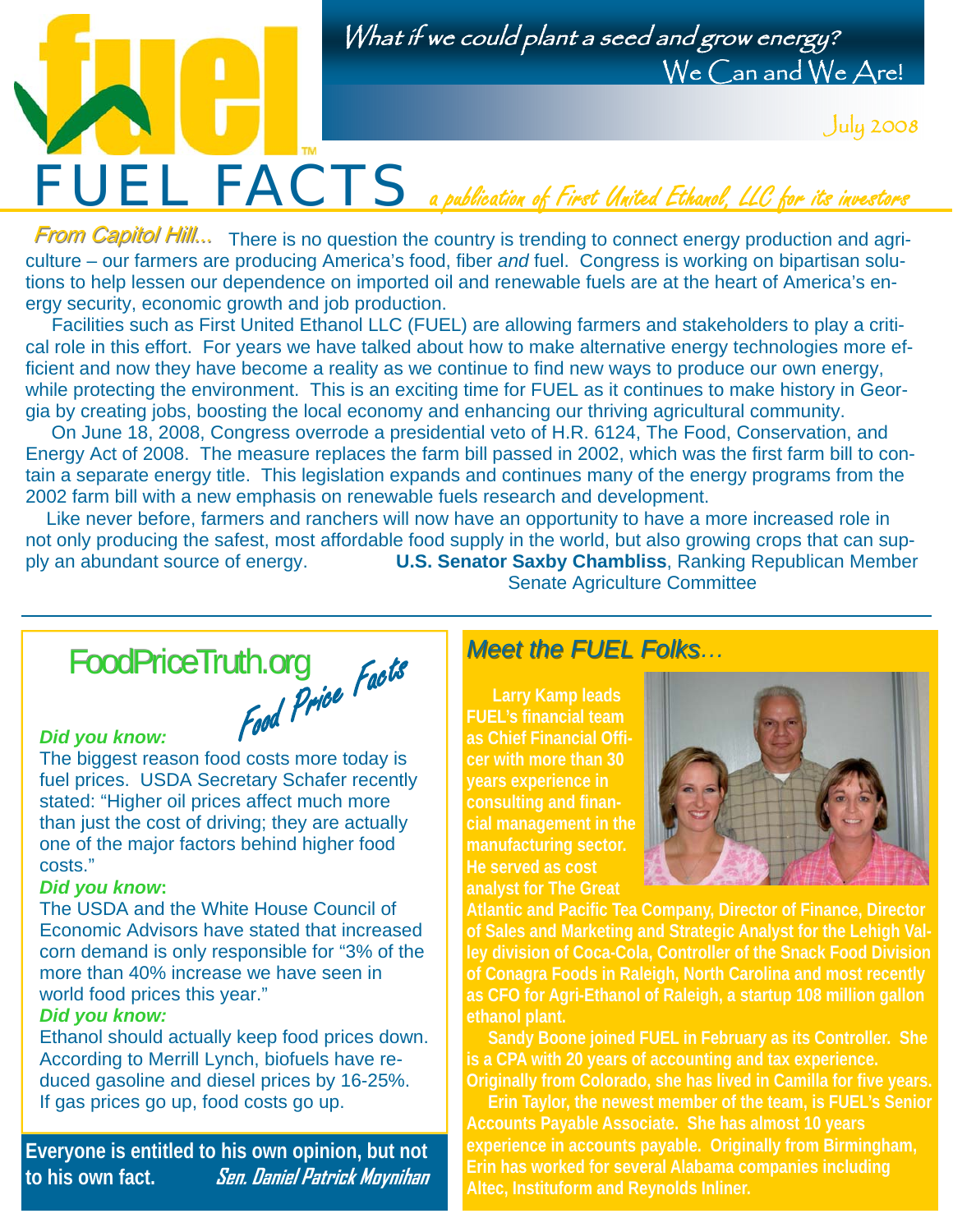# FUEL FACTS

*What if we could plant a seed and grow energy?*
We Can and We Are!

July 2008

*a publication of First United Ethanol, LLC for its investors*

***From Capitol Hill...*** There is no question the country is trending to connect energy production and agriculture – our farmers are producing America's food, fiber *and* fuel. Congress is working on bipartisan solutions to help lessen our dependence on imported oil and renewable fuels are at the heart of America's energy security, economic growth and job production.

Facilities such as First United Ethanol LLC (FUEL) are allowing farmers and stakeholders to play a critical role in this effort. For years we have talked about how to make alternative energy technologies more efficient and now they have become a reality as we continue to find new ways to produce our own energy, while protecting the environment. This is an exciting time for FUEL as it continues to make history in Georgia by creating jobs, boosting the local economy and enhancing our thriving agricultural community.

On June 18, 2008, Congress overrode a presidential veto of H.R. 6124, The Food, Conservation, and Energy Act of 2008. The measure replaces the farm bill passed in 2002, which was the first farm bill to contain a separate energy title. This legislation expands and continues many of the energy programs from the 2002 farm bill with a new emphasis on renewable fuels research and development.

Like never before, farmers and ranchers will now have an opportunity to have a more increased role in not only producing the safest, most affordable food supply in the world, but also growing crops that can supply an abundant source of energy.

**U.S. Senator Saxby Chambliss**, Ranking Republican Member
Senate Agriculture Committee

## FoodPriceTruth.org *Food Price Facts*

***Did you know:***
The biggest reason food costs more today is fuel prices. USDA Secretary Schafer recently stated: "Higher oil prices affect much more than just the cost of driving; they are actually one of the major factors behind higher food costs."

***Did you know*:**
The USDA and the White House Council of Economic Advisors have stated that increased corn demand is only responsible for "3% of the more than 40% increase we have seen in world food prices this year."

***Did you know:***
Ethanol should actually keep food prices down. According to Merrill Lynch, biofuels have reduced gasoline and diesel prices by 16-25%. If gas prices go up, food costs go up.

**Everyone is entitled to his own opinion, but not to his own fact.** *Sen. Daniel Patrick Moynihan*

## *Meet the FUEL Folks...*

**Larry Kamp leads FUEL's financial team as Chief Financial Officer with more than 30 years experience in consulting and financial management in the manufacturing sector. He served as cost analyst for The Great Atlantic and Pacific Tea Company, Director of Finance, Director of Sales and Marketing and Strategic Analyst for the Lehigh Valley division of Coca-Cola, Controller of the Snack Food Division of Conagra Foods in Raleigh, North Carolina and most recently as CFO for Agri-Ethanol of Raleigh, a startup 108 million gallon ethanol plant.**

**Sandy Boone joined FUEL in February as its Controller. She is a CPA with 20 years of accounting and tax experience. Originally from Colorado, she has lived in Camilla for five years.**

**Erin Taylor, the newest member of the team, is FUEL's Senior Accounts Payable Associate. She has almost 10 years experience in accounts payable. Originally from Birmingham, Erin has worked for several Alabama companies including Altec, Instituform and Reynolds Inliner.**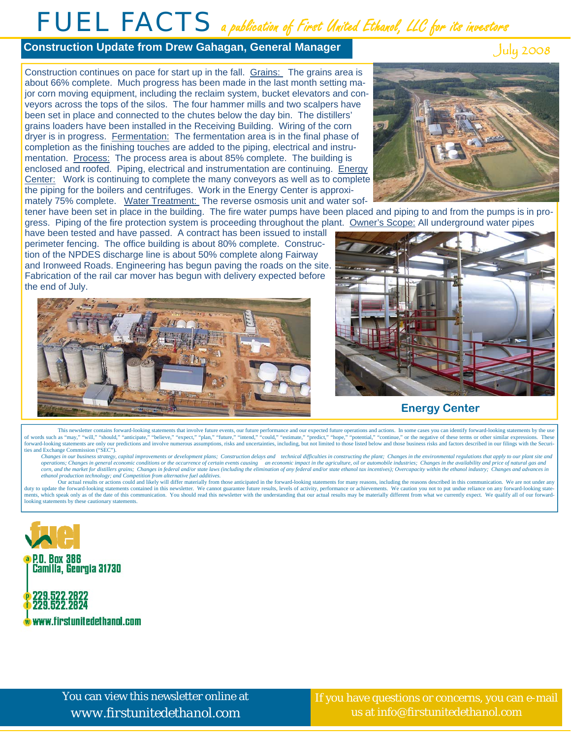# FUEL FACTS *a publication of First United Ethanol, LLC for its investors*

## Construction Update from Drew Gahagan, General Manager

July 2008

Construction continues on pace for start up in the fall. Grains: The grains area is about 66% complete. Much progress has been made in the last month setting major corn moving equipment, including the reclaim system, bucket elevators and conveyors across the tops of the silos. The four hammer mills and two scalpers have been set in place and connected to the chutes below the day bin. The distillers' grains loaders have been installed in the Receiving Building. Wiring of the corn dryer is in progress. Fermentation: The fermentation area is in the final phase of completion as the finishing touches are added to the piping, electrical and instrumentation. Process: The process area is about 85% complete. The building is enclosed and roofed. Piping, electrical and instrumentation are continuing. Energy Center: Work is continuing to complete the many conveyors as well as to complete the piping for the boilers and centrifuges. Work in the Energy Center is approximately 75% complete. Water Treatment: The reverse osmosis unit and water softener have been set in place in the building. The fire water pumps have been placed and piping to and from the pumps is in progress. Piping of the fire protection system is proceeding throughout the plant. Owner's Scope: All underground water pipes have been tested and have passed. A contract has been issued to install perimeter fencing. The office building is about 80% complete. Construction of the NPDES discharge line is about 50% complete along Fairway and Ironweed Roads. Engineering has begun paving the roads on the site. Fabrication of the rail car mover has begun with delivery expected before the end of July.

Energy Center

This newsletter contains forward-looking statements that involve future events, our future performance and our expected future operations and actions. In some cases you can identify forward-looking statements by the use of words such as "may," "will," "should," "anticipate," "believe," "expect," "plan," "future," "intend," "could," "estimate," "predict," "hope," "potential," "continue," or the negative of these terms or other similar expressions. These forward-looking statements are only our predictions and involve numerous assumptions, risks and uncertainties, including, but not limited to those listed below and those business risks and factors described in our filings with the Securities and Exchange Commission ("SEC").

*Changes in our business strategy, capital improvements or development plans; Construction delays and technical difficulties in constructing the plant; Changes in the environmental regulations that apply to our plant site and operations; Changes in general economic conditions or the occurrence of certain events causing an economic impact in the agriculture, oil or automobile industries; Changes in the availability and price of natural gas and corn, and the market for distillers grains; Changes in federal and/or state laws (including the elimination of any federal and/or state ethanol tax incentives); Overcapacity within the ethanol industry; Changes and advances in ethanol production technology; and Competition from alternative fuel additives.*

Our actual results or actions could and likely will differ materially from those anticipated in the forward-looking statements for many reasons, including the reasons described in this communication. We are not under any duty to update the forward-looking statements contained in this newsletter. We cannot guarantee future results, levels of activity, performance or achievements. We caution you not to put undue reliance on any forward-looking statements, which speak only as of the date of this communication. You should read this newsletter with the understanding that our actual results may be materially different from what we currently expect. We qualify all of our forward-looking statements by these cautionary statements.

fuel

P.O. Box 386
Camilla, Georgia 31730

p 229.522.2822
f 229.522.2824

w www.firstunitedethanol.com

You can view this newsletter online at www.firstunitedethanol.com

If you have questions or concerns, you can e-mail us at info@firstunitedethanol.com